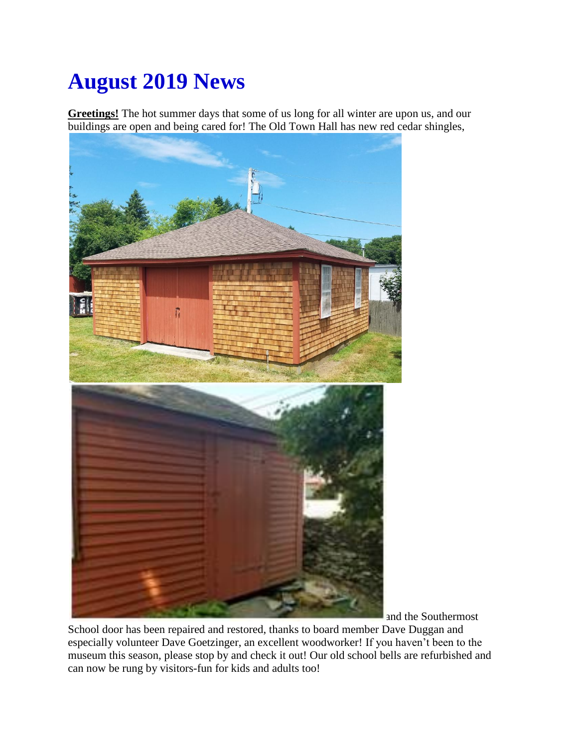# August 2019 News

**Greetings!** The hot summer days that some of us long for all winter are upon us, and our buildings are open and being cared for! The Old Town Hall has new red cedar shingles, and the Southermost School door has been repaired and restored, thanks to board member Dave Duggan and especially volunteer Dave Goetzinger, an excellent woodworker! If you haven't been to the museum this season, please stop by and check it out! Our old school bells are refurbished and can now be rung by visitors-fun for kids and adults too!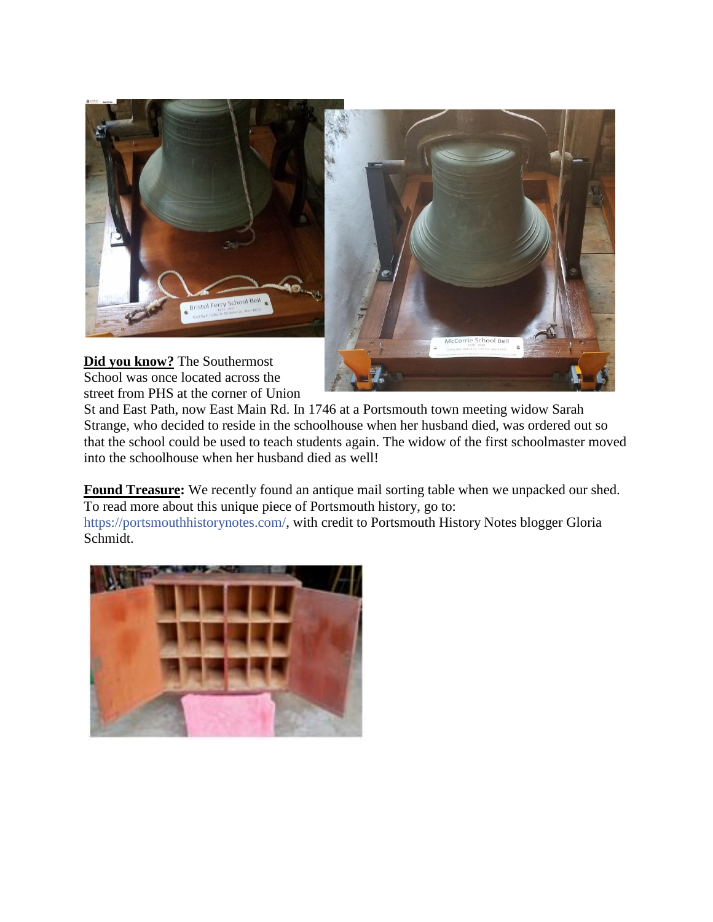**Did you know?** The Southermost School was once located across the street from PHS at the corner of Union St and East Path, now East Main Rd. In 1746 at a Portsmouth town meeting widow Sarah Strange, who decided to reside in the schoolhouse when her husband died, was ordered out so that the school could be used to teach students again. The widow of the first schoolmaster moved into the schoolhouse when her husband died as well!

**Found Treasure:** We recently found an antique mail sorting table when we unpacked our shed. To read more about this unique piece of Portsmouth history, go to: https://portsmouthhistorynotes.com/, with credit to Portsmouth History Notes blogger Gloria Schmidt.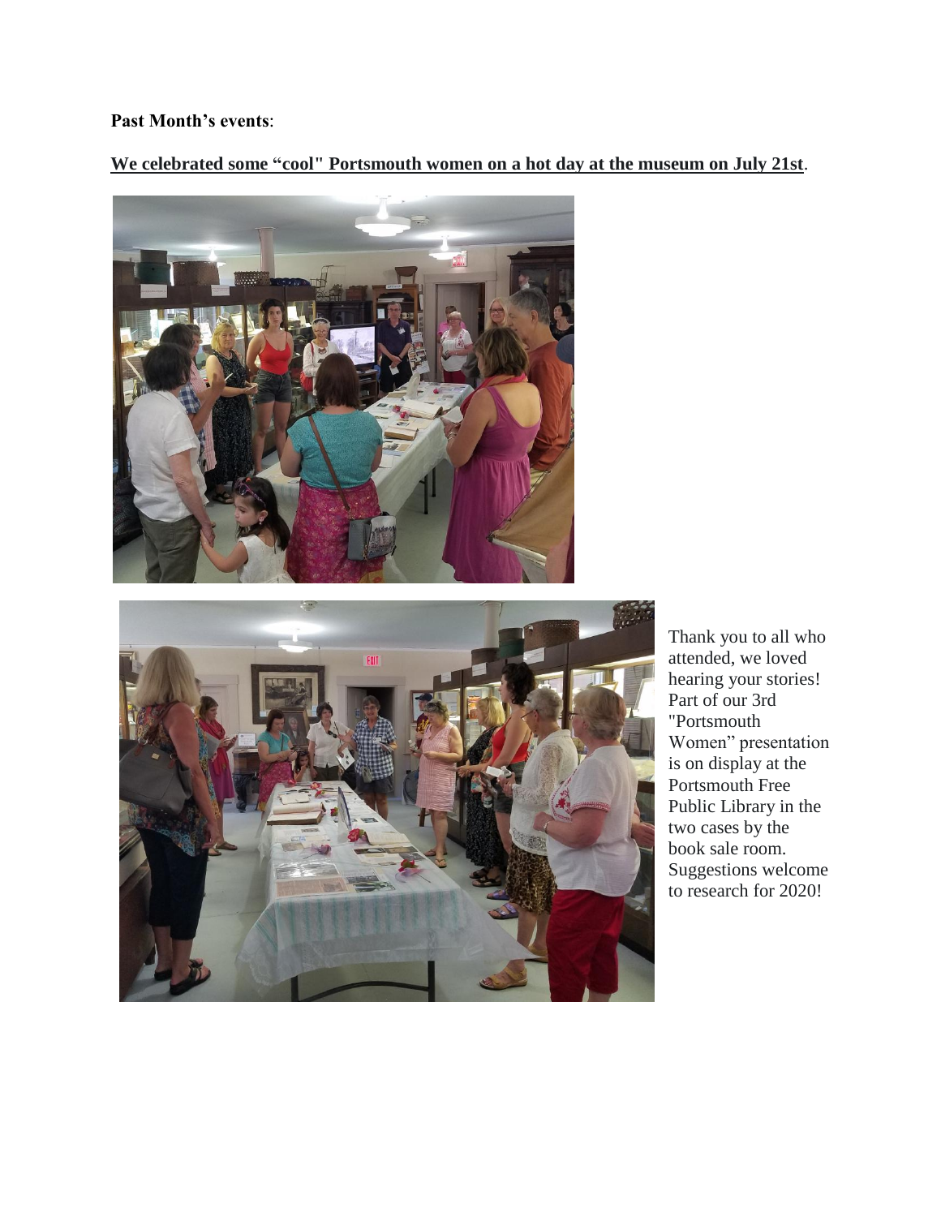**Past Month's events**:

**We celebrated some "cool" Portsmouth women on a hot day at the museum on July 21st**.

Thank you to all who attended, we loved hearing your stories! Part of our 3rd "Portsmouth Women" presentation is on display at the Portsmouth Free Public Library in the two cases by the book sale room. Suggestions welcome to research for 2020!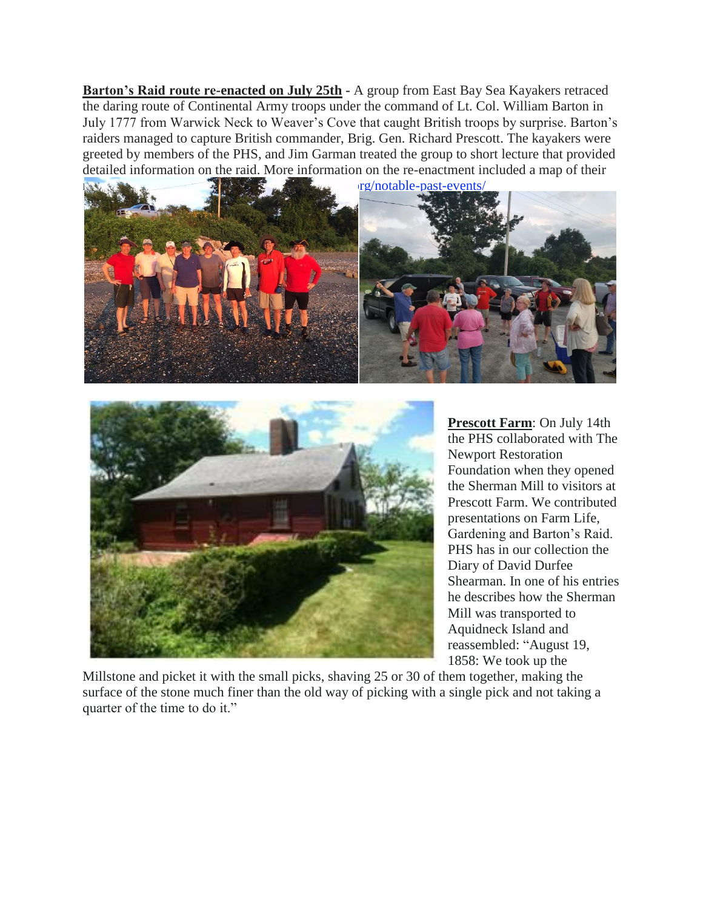**Barton's Raid route re-enacted on July 25th** - A group from East Bay Sea Kayakers retraced the daring route of Continental Army troops under the command of Lt. Col. William Barton in July 1777 from Warwick Neck to Weaver's Cove that caught British troops by surprise. Barton's raiders managed to capture British commander, Brig. Gen. Richard Prescott. The kayakers were greeted by members of the PHS, and Jim Garman treated the group to short lecture that provided detailed information on the raid. More information on the re-enactment included a map of their r rg/notable-past-events/

**Prescott Farm**: On July 14th the PHS collaborated with The Newport Restoration Foundation when they opened the Sherman Mill to visitors at Prescott Farm. We contributed presentations on Farm Life, Gardening and Barton's Raid. PHS has in our collection the Diary of David Durfee Shearman. In one of his entries he describes how the Sherman Mill was transported to Aquidneck Island and reassembled: "August 19, 1858: We took up the Millstone and picket it with the small picks, shaving 25 or 30 of them together, making the surface of the stone much finer than the old way of picking with a single pick and not taking a quarter of the time to do it."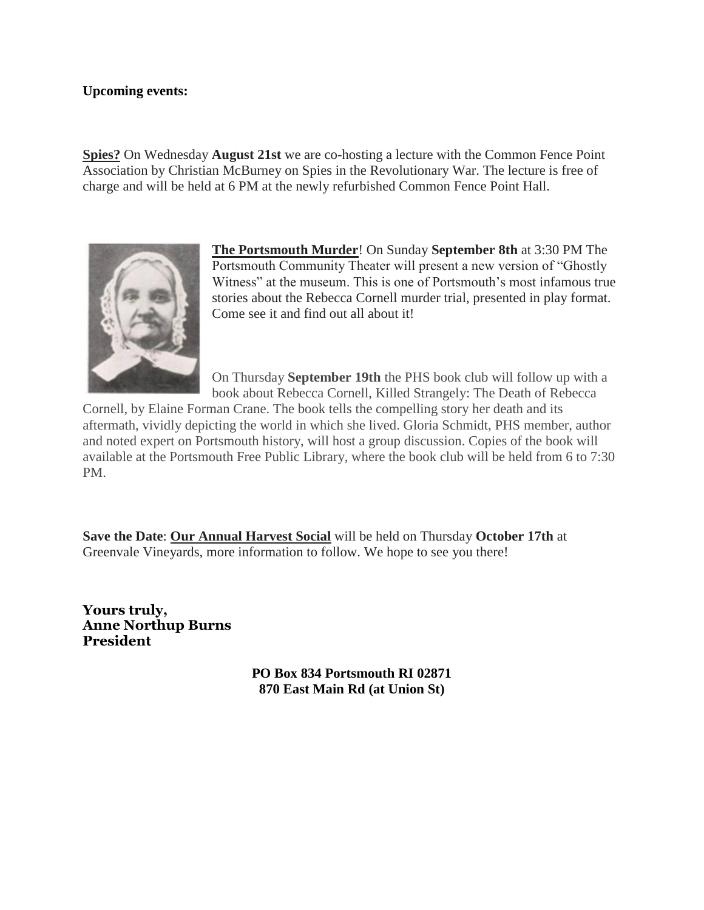**Upcoming events:**

**Spies?** On Wednesday **August 21st** we are co-hosting a lecture with the Common Fence Point Association by Christian McBurney on Spies in the Revolutionary War. The lecture is free of charge and will be held at 6 PM at the newly refurbished Common Fence Point Hall.

**The Portsmouth Murder**! On Sunday **September 8th** at 3:30 PM The Portsmouth Community Theater will present a new version of "Ghostly Witness" at the museum. This is one of Portsmouth's most infamous true stories about the Rebecca Cornell murder trial, presented in play format. Come see it and find out all about it!

On Thursday **September 19th** the PHS book club will follow up with a book about Rebecca Cornell, Killed Strangely: The Death of Rebecca Cornell, by Elaine Forman Crane. The book tells the compelling story her death and its aftermath, vividly depicting the world in which she lived. Gloria Schmidt, PHS member, author and noted expert on Portsmouth history, will host a group discussion. Copies of the book will available at the Portsmouth Free Public Library, where the book club will be held from 6 to 7:30 PM.

**Save the Date**: **Our Annual Harvest Social** will be held on Thursday **October 17th** at Greenvale Vineyards, more information to follow. We hope to see you there!

**Yours truly,**
**Anne Northup Burns**
**President**

**PO Box 834 Portsmouth RI 02871**
**870 East Main Rd (at Union St)**